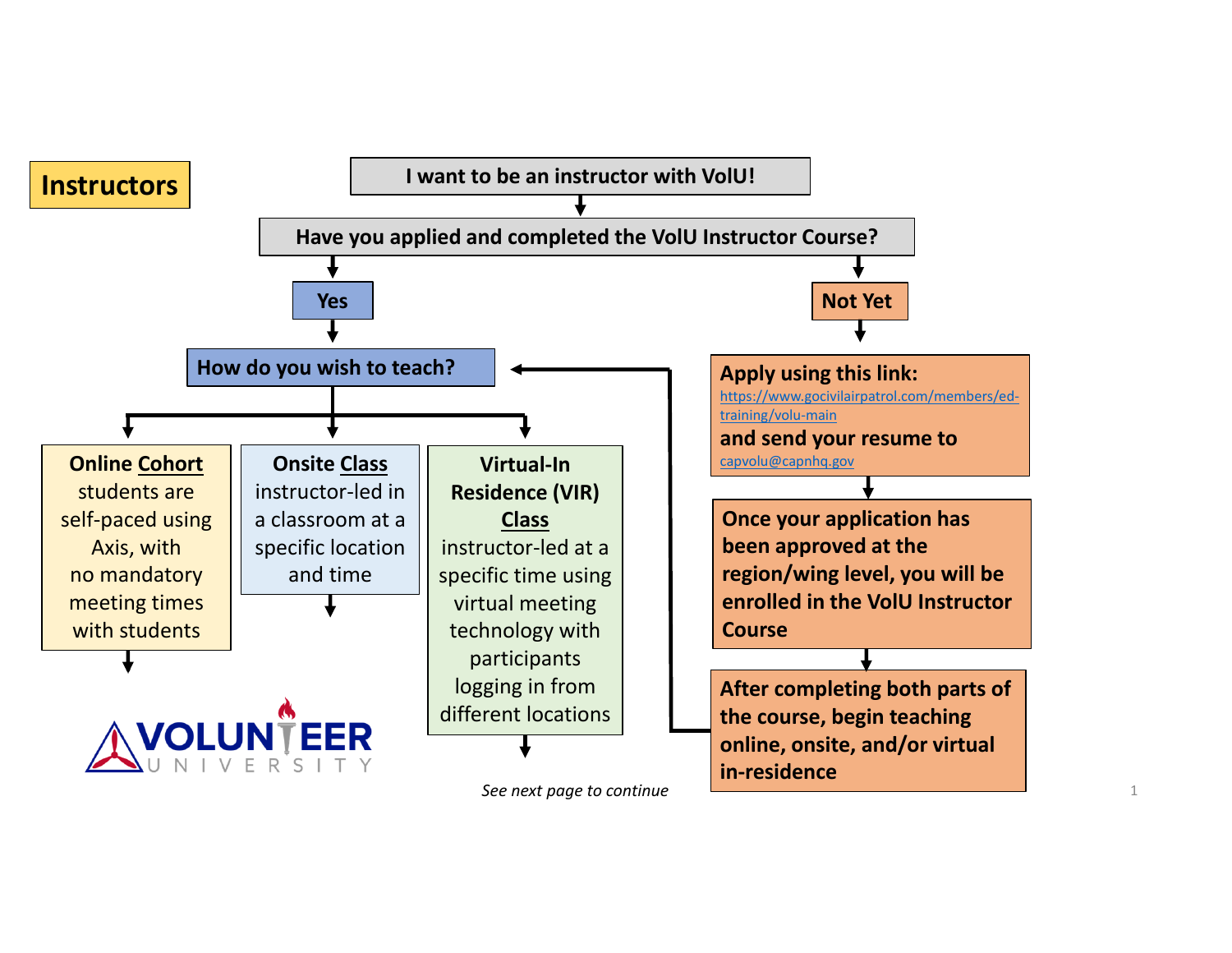# Instructors

**I want to be an instructor with VolU!**

**Have you applied and completed the VolU Instructor Course?**

## Yes

**How do you wish to teach?**

- **Online Cohort** students are self-paced using Axis, with no mandatory meeting times with students
- **Onsite Class** instructor-led in a classroom at a specific location and time
- **Virtual-In Residence (VIR) Class** instructor-led at a specific time using virtual meeting technology with participants logging in from different locations

## Not Yet

**Apply using this link:**
https://www.gocivilairpatrol.com/members/ed-training/volu-main
**and send your resume to**
capvolu@capnhq.gov

**Once your application has been approved at the region/wing level, you will be enrolled in the VolU Instructor Course**

**After completing both parts of the course, begin teaching online, onsite, and/or virtual in-residence** (then go to "How do you wish to teach?")

VOLUNTEER UNIVERSITY

*See next page to continue*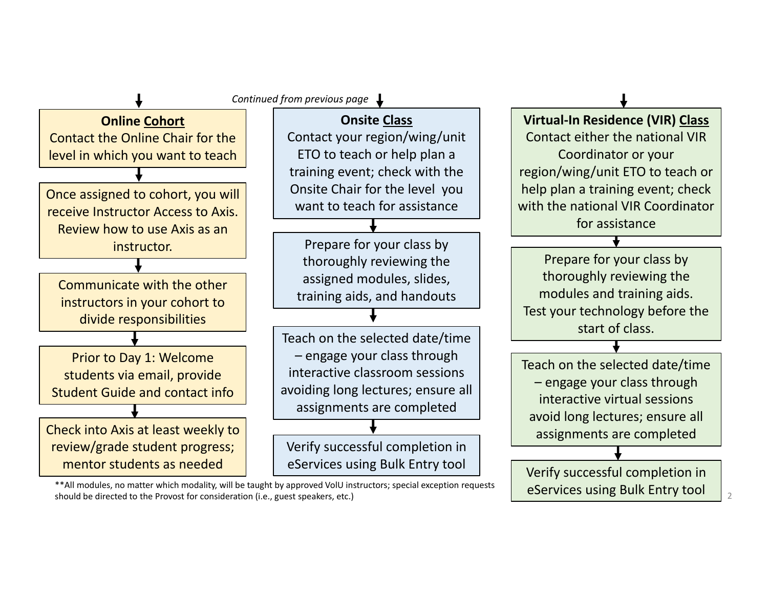*Continued from previous page*

**Online Cohort**
Contact the Online Chair for the level in which you want to teach

Once assigned to cohort, you will receive Instructor Access to Axis. Review how to use Axis as an instructor.

Communicate with the other instructors in your cohort to divide responsibilities

Prior to Day 1: Welcome students via email, provide Student Guide and contact info

Check into Axis at least weekly to review/grade student progress; mentor students as needed

**Onsite Class**
Contact your region/wing/unit ETO to teach or help plan a training event; check with the Onsite Chair for the level you want to teach for assistance

Prepare for your class by thoroughly reviewing the assigned modules, slides, training aids, and handouts

Teach on the selected date/time – engage your class through interactive classroom sessions avoiding long lectures; ensure all assignments are completed

Verify successful completion in eServices using Bulk Entry tool

**Virtual-In Residence (VIR) Class**
Contact either the national VIR Coordinator or your region/wing/unit ETO to teach or help plan a training event; check with the national VIR Coordinator for assistance

Prepare for your class by thoroughly reviewing the modules and training aids. Test your technology before the start of class.

Teach on the selected date/time – engage your class through interactive virtual sessions avoid long lectures; ensure all assignments are completed

Verify successful completion in eServices using Bulk Entry tool

**All modules, no matter which modality, will be taught by approved VolU instructors; special exception requests should be directed to the Provost for consideration (i.e., guest speakers, etc.)